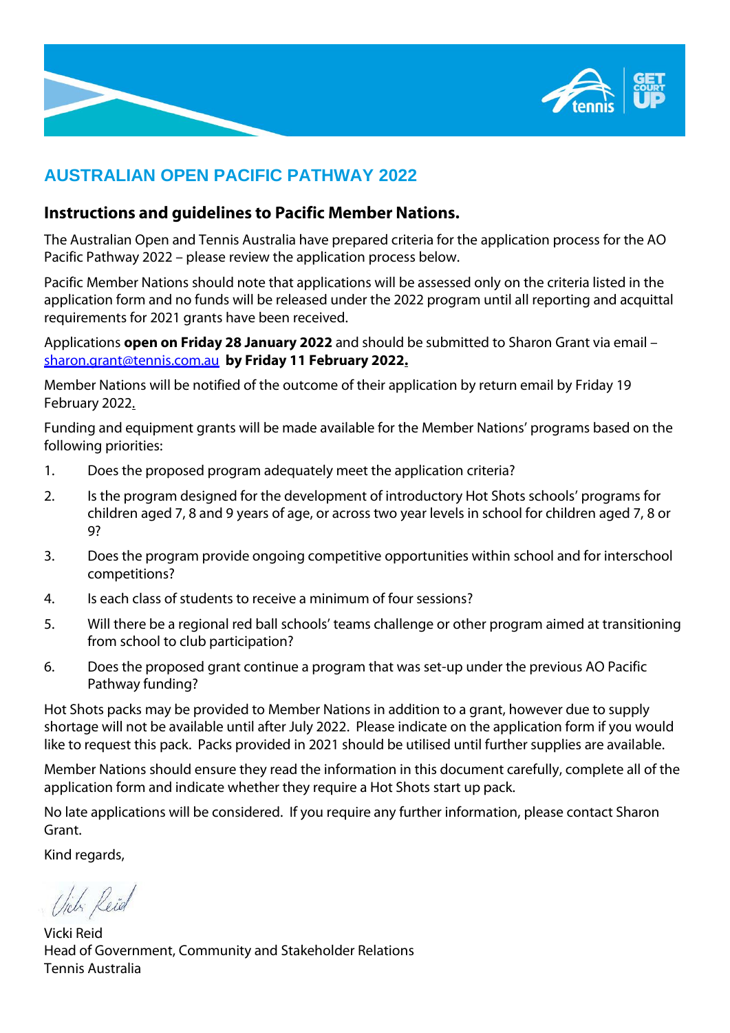# AUSTRALIAN OPEN PACIFIC PATHWAY 2022

## Instructions and guidelines to Pacific Member Nations.

The Australian Open and Tennis Australia have prepared criteria for the application process for the AO Pacific Pathway 2022 – please review the application process below.

Pacific Member Nations should note that applications will be assessed only on the criteria listed in the application form and no funds will be released under the 2022 program until all reporting and acquittal requirements for 2021 grants have been received.

Applications **open on Friday 28 January 2022** and should be submitted to Sharon Grant via email – sharon.grant@tennis.com.au **by Friday 11 February 2022.**

Member Nations will be notified of the outcome of their application by return email by Friday 19 February 2022.

Funding and equipment grants will be made available for the Member Nations' programs based on the following priorities:

1. Does the proposed program adequately meet the application criteria?
2. Is the program designed for the development of introductory Hot Shots schools' programs for children aged 7, 8 and 9 years of age, or across two year levels in school for children aged 7, 8 or 9?
3. Does the program provide ongoing competitive opportunities within school and for interschool competitions?
4. Is each class of students to receive a minimum of four sessions?
5. Will there be a regional red ball schools' teams challenge or other program aimed at transitioning from school to club participation?
6. Does the proposed grant continue a program that was set-up under the previous AO Pacific Pathway funding?

Hot Shots packs may be provided to Member Nations in addition to a grant, however due to supply shortage will not be available until after July 2022. Please indicate on the application form if you would like to request this pack. Packs provided in 2021 should be utilised until further supplies are available.

Member Nations should ensure they read the information in this document carefully, complete all of the application form and indicate whether they require a Hot Shots start up pack.

No late applications will be considered. If you require any further information, please contact Sharon Grant.

Kind regards,

Vicki Reid

Vicki Reid
Head of Government, Community and Stakeholder Relations
Tennis Australia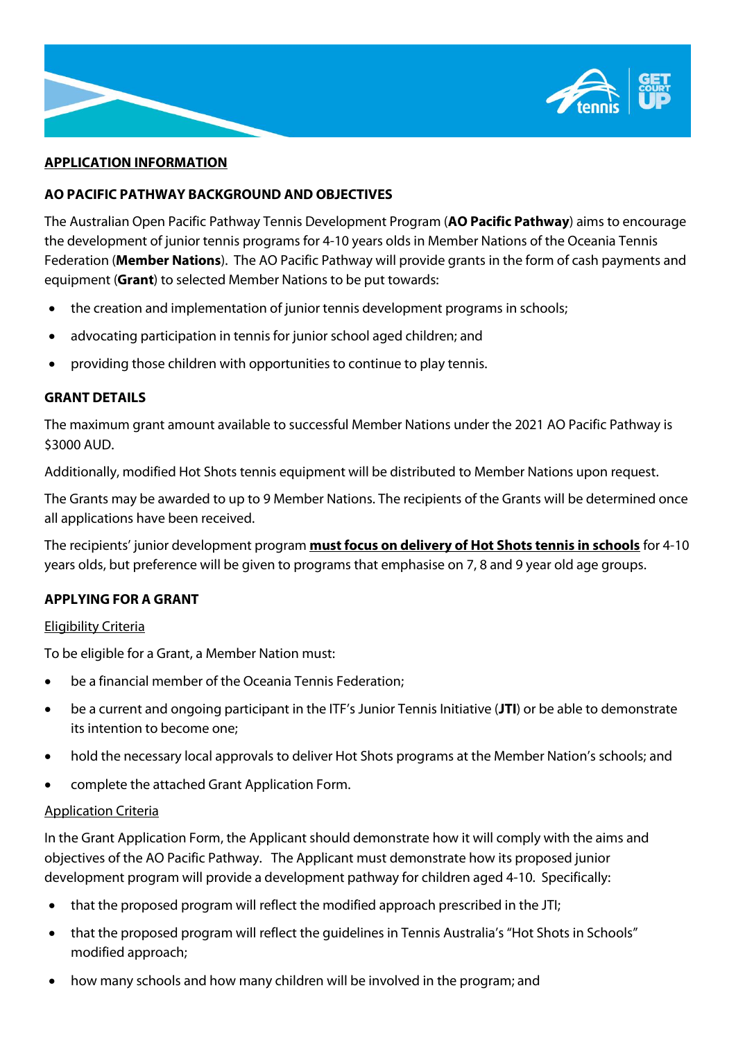**APPLICATION INFORMATION**

**AO PACIFIC PATHWAY BACKGROUND AND OBJECTIVES**

The Australian Open Pacific Pathway Tennis Development Program (**AO Pacific Pathway**) aims to encourage the development of junior tennis programs for 4-10 years olds in Member Nations of the Oceania Tennis Federation (**Member Nations**). The AO Pacific Pathway will provide grants in the form of cash payments and equipment (**Grant**) to selected Member Nations to be put towards:

- the creation and implementation of junior tennis development programs in schools;
- advocating participation in tennis for junior school aged children; and
- providing those children with opportunities to continue to play tennis.

**GRANT DETAILS**

The maximum grant amount available to successful Member Nations under the 2021 AO Pacific Pathway is $3000 AUD.

Additionally, modified Hot Shots tennis equipment will be distributed to Member Nations upon request.

The Grants may be awarded to up to 9 Member Nations. The recipients of the Grants will be determined once all applications have been received.

The recipients' junior development program **must focus on delivery of Hot Shots tennis in schools** for 4-10 years olds, but preference will be given to programs that emphasise on 7, 8 and 9 year old age groups.

**APPLYING FOR A GRANT**

Eligibility Criteria

To be eligible for a Grant, a Member Nation must:

- be a financial member of the Oceania Tennis Federation;
- be a current and ongoing participant in the ITF's Junior Tennis Initiative (**JTI**) or be able to demonstrate its intention to become one;
- hold the necessary local approvals to deliver Hot Shots programs at the Member Nation's schools; and
- complete the attached Grant Application Form.

Application Criteria

In the Grant Application Form, the Applicant should demonstrate how it will comply with the aims and objectives of the AO Pacific Pathway. The Applicant must demonstrate how its proposed junior development program will provide a development pathway for children aged 4-10. Specifically:

- that the proposed program will reflect the modified approach prescribed in the JTI;
- that the proposed program will reflect the guidelines in Tennis Australia's "Hot Shots in Schools" modified approach;
- how many schools and how many children will be involved in the program; and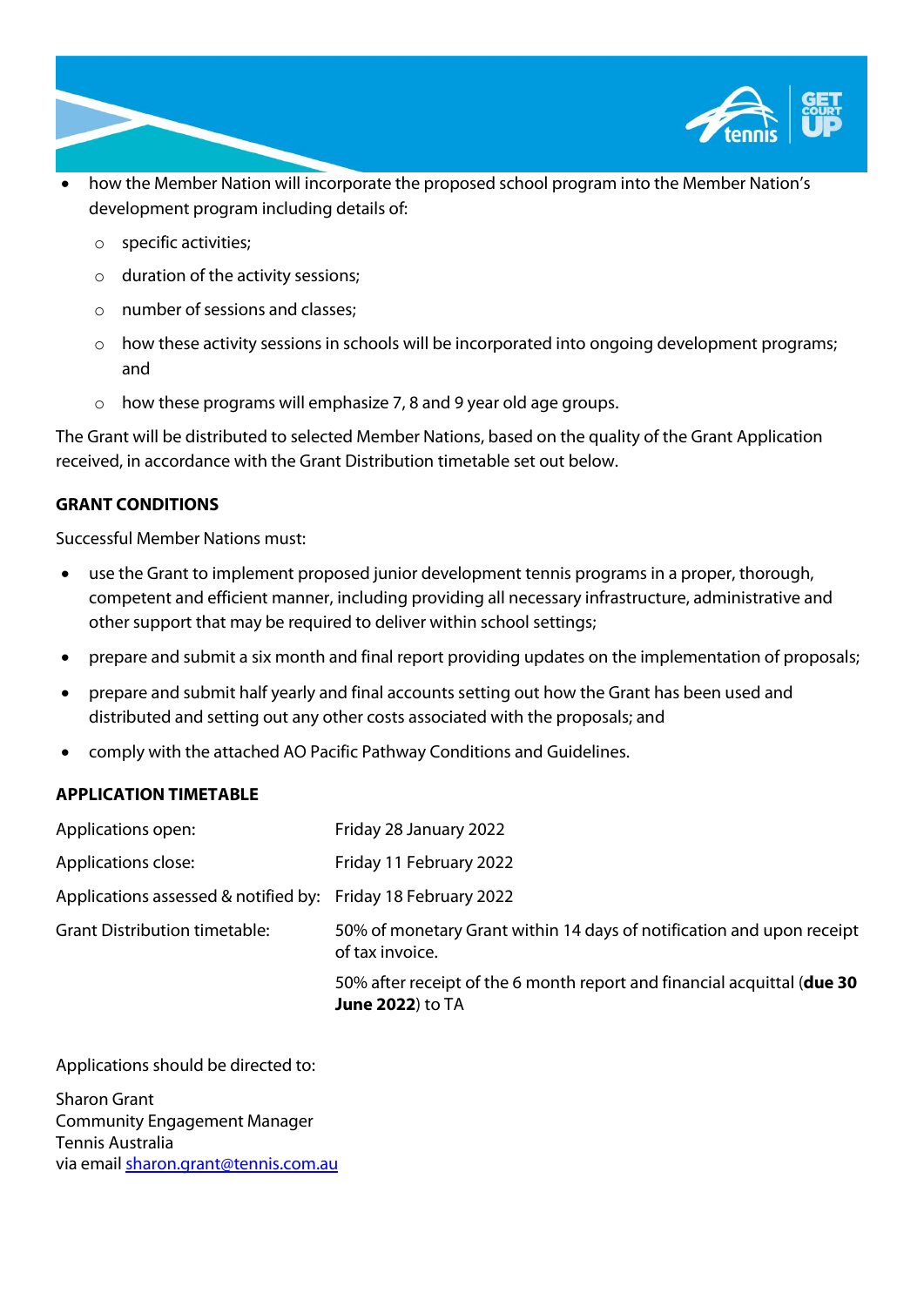- how the Member Nation will incorporate the proposed school program into the Member Nation's development program including details of:
  - specific activities;
  - duration of the activity sessions;
  - number of sessions and classes;
  - how these activity sessions in schools will be incorporated into ongoing development programs; and
  - how these programs will emphasize 7, 8 and 9 year old age groups.

The Grant will be distributed to selected Member Nations, based on the quality of the Grant Application received, in accordance with the Grant Distribution timetable set out below.

**GRANT CONDITIONS**

Successful Member Nations must:

- use the Grant to implement proposed junior development tennis programs in a proper, thorough, competent and efficient manner, including providing all necessary infrastructure, administrative and other support that may be required to deliver within school settings;
- prepare and submit a six month and final report providing updates on the implementation of proposals;
- prepare and submit half yearly and final accounts setting out how the Grant has been used and distributed and setting out any other costs associated with the proposals; and
- comply with the attached AO Pacific Pathway Conditions and Guidelines.

**APPLICATION TIMETABLE**

| | |
|---|---|
| Applications open: | Friday 28 January 2022 |
| Applications close: | Friday 11 February 2022 |
| Applications assessed & notified by: | Friday 18 February 2022 |
| Grant Distribution timetable: | 50% of monetary Grant within 14 days of notification and upon receipt of tax invoice. |
| | 50% after receipt of the 6 month report and financial acquittal (**due 30 June 2022**) to TA |

Applications should be directed to:

Sharon Grant
Community Engagement Manager
Tennis Australia
via email sharon.grant@tennis.com.au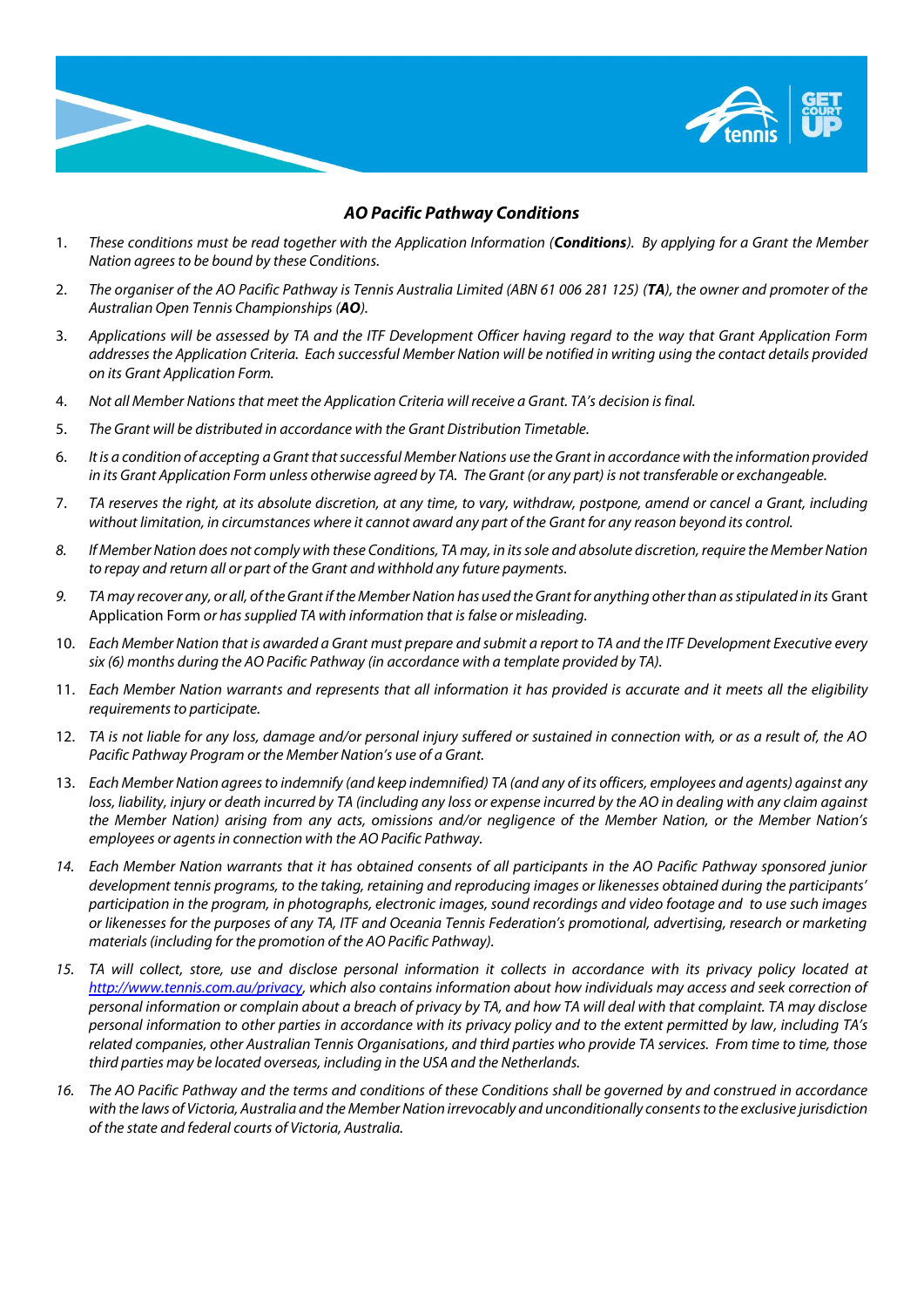### *AO Pacific Pathway Conditions*

1. *These conditions must be read together with the Application Information (**Conditions**). By applying for a Grant the Member Nation agrees to be bound by these Conditions.*
2. *The organiser of the AO Pacific Pathway is Tennis Australia Limited (ABN 61 006 281 125) (**TA**), the owner and promoter of the Australian Open Tennis Championships (**AO**).*
3. *Applications will be assessed by TA and the ITF Development Officer having regard to the way that Grant Application Form addresses the Application Criteria. Each successful Member Nation will be notified in writing using the contact details provided on its Grant Application Form.*
4. *Not all Member Nations that meet the Application Criteria will receive a Grant. TA's decision is final.*
5. *The Grant will be distributed in accordance with the Grant Distribution Timetable.*
6. *It is a condition of accepting a Grant that successful Member Nations use the Grant in accordance with the information provided in its Grant Application Form unless otherwise agreed by TA. The Grant (or any part) is not transferable or exchangeable.*
7. *TA reserves the right, at its absolute discretion, at any time, to vary, withdraw, postpone, amend or cancel a Grant, including without limitation, in circumstances where it cannot award any part of the Grant for any reason beyond its control.*
8. *If Member Nation does not comply with these Conditions, TA may, in its sole and absolute discretion, require the Member Nation to repay and return all or part of the Grant and withhold any future payments.*
9. *TA may recover any, or all, of the Grant if the Member Nation has used the Grant for anything other than as stipulated in its* Grant Application Form *or has supplied TA with information that is false or misleading.*
10. *Each Member Nation that is awarded a Grant must prepare and submit a report to TA and the ITF Development Executive every six (6) months during the AO Pacific Pathway (in accordance with a template provided by TA).*
11. *Each Member Nation warrants and represents that all information it has provided is accurate and it meets all the eligibility requirements to participate.*
12. *TA is not liable for any loss, damage and/or personal injury suffered or sustained in connection with, or as a result of, the AO Pacific Pathway Program or the Member Nation's use of a Grant.*
13. *Each Member Nation agrees to indemnify (and keep indemnified) TA (and any of its officers, employees and agents) against any loss, liability, injury or death incurred by TA (including any loss or expense incurred by the AO in dealing with any claim against the Member Nation) arising from any acts, omissions and/or negligence of the Member Nation, or the Member Nation's employees or agents in connection with the AO Pacific Pathway.*
14. *Each Member Nation warrants that it has obtained consents of all participants in the AO Pacific Pathway sponsored junior development tennis programs, to the taking, retaining and reproducing images or likenesses obtained during the participants' participation in the program, in photographs, electronic images, sound recordings and video footage and to use such images or likenesses for the purposes of any TA, ITF and Oceania Tennis Federation's promotional, advertising, research or marketing materials (including for the promotion of the AO Pacific Pathway).*
15. *TA will collect, store, use and disclose personal information it collects in accordance with its privacy policy located at [http://www.tennis.com.au/privacy](http://www.tennis.com.au/privacy), which also contains information about how individuals may access and seek correction of personal information or complain about a breach of privacy by TA, and how TA will deal with that complaint. TA may disclose personal information to other parties in accordance with its privacy policy and to the extent permitted by law, including TA's related companies, other Australian Tennis Organisations, and third parties who provide TA services. From time to time, those third parties may be located overseas, including in the USA and the Netherlands.*
16. *The AO Pacific Pathway and the terms and conditions of these Conditions shall be governed by and construed in accordance with the laws of Victoria, Australia and the Member Nation irrevocably and unconditionally consents to the exclusive jurisdiction of the state and federal courts of Victoria, Australia.*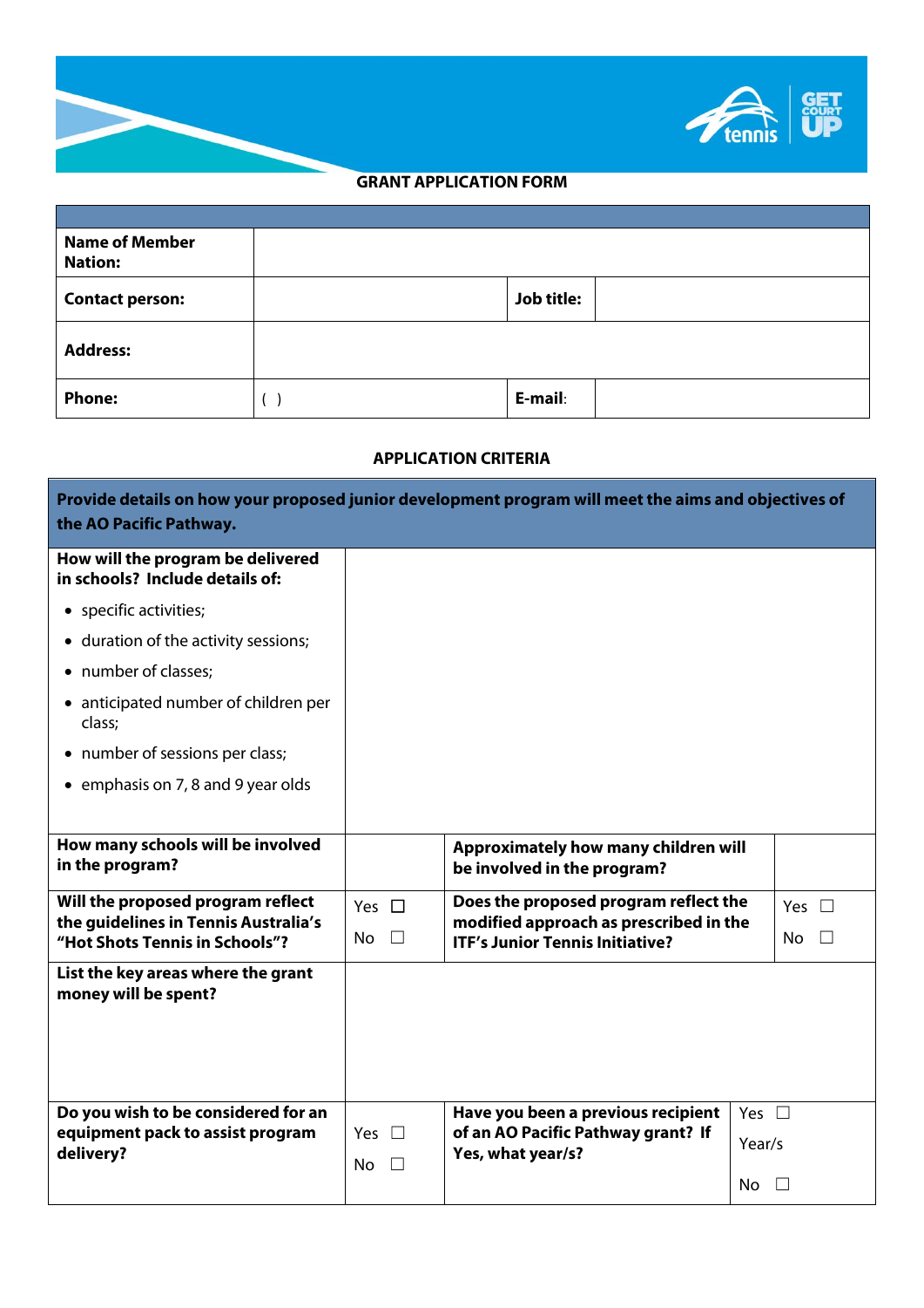## GRANT APPLICATION FORM

| | | | |
|---|---|---|---|
| **Name of Member Nation:** | | | |
| **Contact person:** | | **Job title:** | |
| **Address:** | | | |
| **Phone:** | ( ) | **E-mail**: | |

## APPLICATION CRITERIA

| **Provide details on how your proposed junior development program will meet the aims and objectives of the AO Pacific Pathway.** | | | |
|---|---|---|---|
| **How will the program be delivered in schools? Include details of:** • specific activities; • duration of the activity sessions; • number of classes; • anticipated number of children per class; • number of sessions per class; • emphasis on 7, 8 and 9 year olds | | | |
| **How many schools will be involved in the program?** | | **Approximately how many children will be involved in the program?** | |
| **Will the proposed program reflect the guidelines in Tennis Australia's "Hot Shots Tennis in Schools"?** | Yes ☐ No ☐ | **Does the proposed program reflect the modified approach as prescribed in the ITF's Junior Tennis Initiative?** | Yes ☐ No ☐ |
| **List the key areas where the grant money will be spent?** | | | |
| **Do you wish to be considered for an equipment pack to assist program delivery?** | Yes ☐ No ☐ | **Have you been a previous recipient of an AO Pacific Pathway grant? If Yes, what year/s?** | Yes ☐ Year/s No ☐ |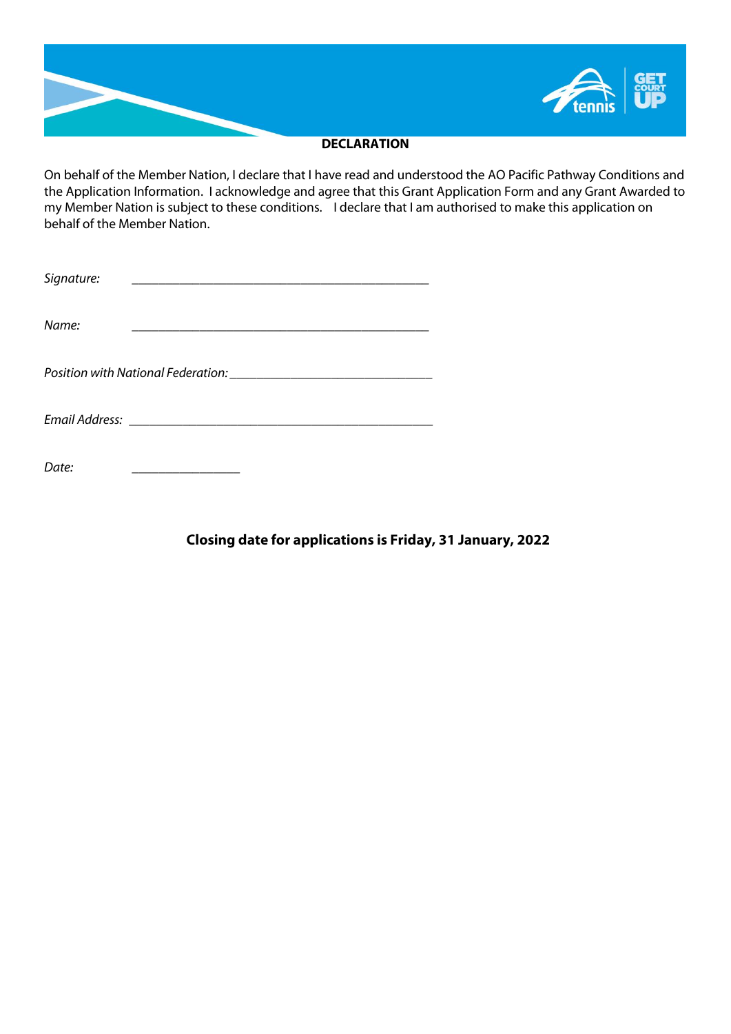**DECLARATION**

On behalf of the Member Nation, I declare that I have read and understood the AO Pacific Pathway Conditions and the Application Information. I acknowledge and agree that this Grant Application Form and any Grant Awarded to my Member Nation is subject to these conditions. I declare that I am authorised to make this application on behalf of the Member Nation.

*Signature:* ____________________________________________

*Name:* ____________________________________________

*Position with National Federation:* ______________________________

*Email Address:* ____________________________________________

*Date:* ________________

**Closing date for applications is Friday, 31 January, 2022**